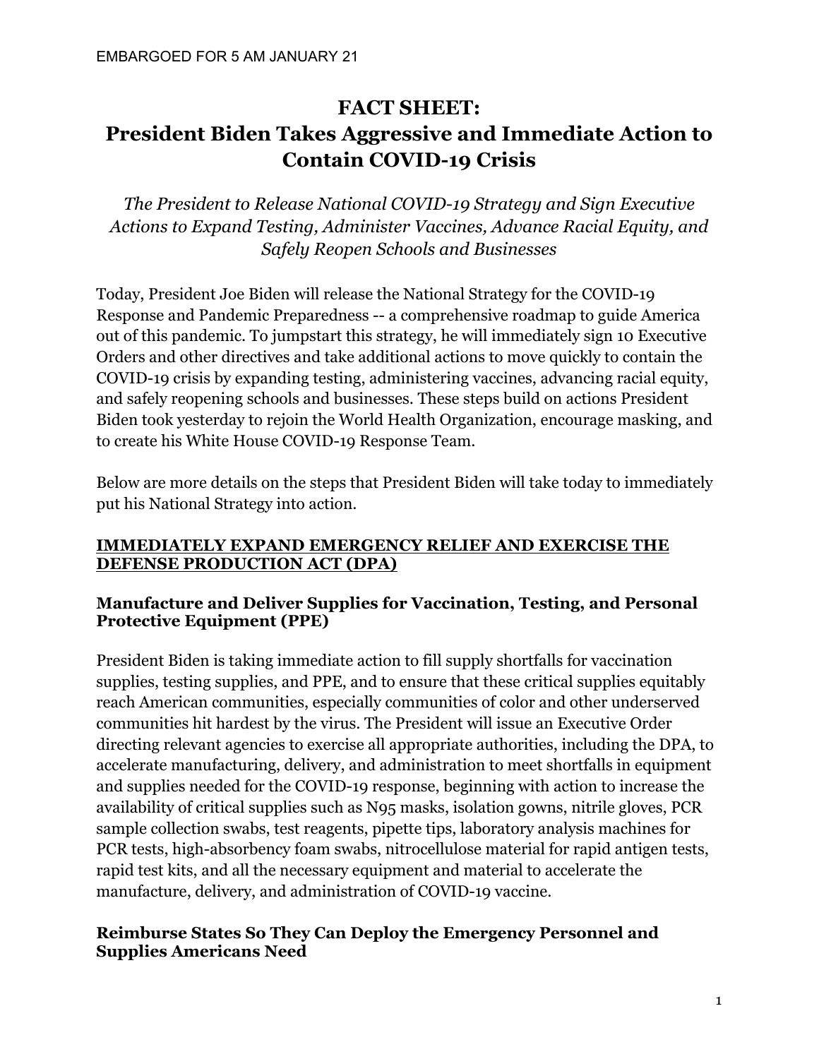EMBARGOED FOR 5 AM JANUARY 21

# FACT SHEET: President Biden Takes Aggressive and Immediate Action to Contain COVID-19 Crisis

*The President to Release National COVID-19 Strategy and Sign Executive Actions to Expand Testing, Administer Vaccines, Advance Racial Equity, and Safely Reopen Schools and Businesses*

Today, President Joe Biden will release the National Strategy for the COVID-19 Response and Pandemic Preparedness -- a comprehensive roadmap to guide America out of this pandemic. To jumpstart this strategy, he will immediately sign 10 Executive Orders and other directives and take additional actions to move quickly to contain the COVID-19 crisis by expanding testing, administering vaccines, advancing racial equity, and safely reopening schools and businesses. These steps build on actions President Biden took yesterday to rejoin the World Health Organization, encourage masking, and to create his White House COVID-19 Response Team.

Below are more details on the steps that President Biden will take today to immediately put his National Strategy into action.

## IMMEDIATELY EXPAND EMERGENCY RELIEF AND EXERCISE THE DEFENSE PRODUCTION ACT (DPA)

### Manufacture and Deliver Supplies for Vaccination, Testing, and Personal Protective Equipment (PPE)

President Biden is taking immediate action to fill supply shortfalls for vaccination supplies, testing supplies, and PPE, and to ensure that these critical supplies equitably reach American communities, especially communities of color and other underserved communities hit hardest by the virus. The President will issue an Executive Order directing relevant agencies to exercise all appropriate authorities, including the DPA, to accelerate manufacturing, delivery, and administration to meet shortfalls in equipment and supplies needed for the COVID-19 response, beginning with action to increase the availability of critical supplies such as N95 masks, isolation gowns, nitrile gloves, PCR sample collection swabs, test reagents, pipette tips, laboratory analysis machines for PCR tests, high-absorbency foam swabs, nitrocellulose material for rapid antigen tests, rapid test kits, and all the necessary equipment and material to accelerate the manufacture, delivery, and administration of COVID-19 vaccine.

### Reimburse States So They Can Deploy the Emergency Personnel and Supplies Americans Need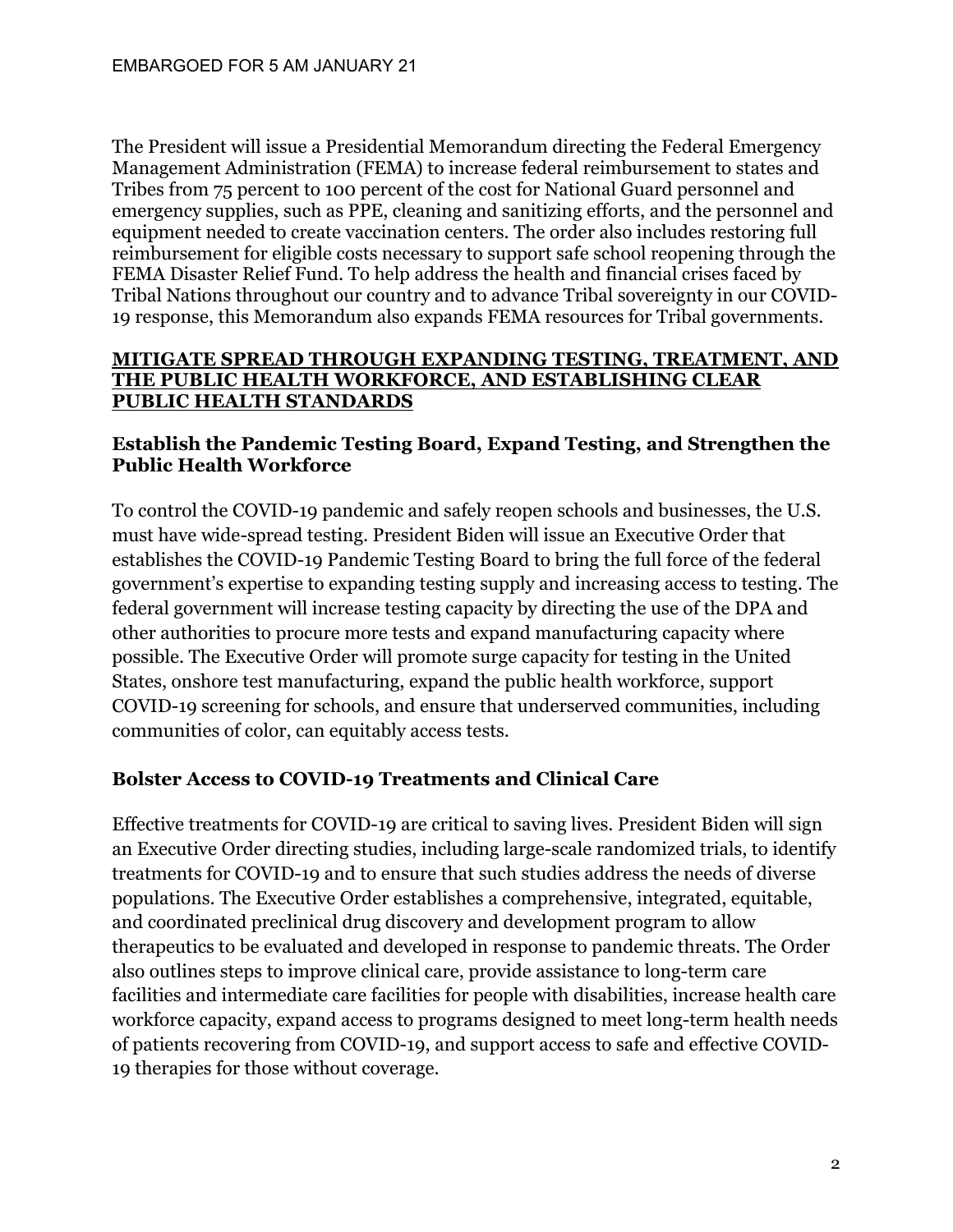The President will issue a Presidential Memorandum directing the Federal Emergency Management Administration (FEMA) to increase federal reimbursement to states and Tribes from 75 percent to 100 percent of the cost for National Guard personnel and emergency supplies, such as PPE, cleaning and sanitizing efforts, and the personnel and equipment needed to create vaccination centers. The order also includes restoring full reimbursement for eligible costs necessary to support safe school reopening through the FEMA Disaster Relief Fund. To help address the health and financial crises faced by Tribal Nations throughout our country and to advance Tribal sovereignty in our COVID-19 response, this Memorandum also expands FEMA resources for Tribal governments.

## MITIGATE SPREAD THROUGH EXPANDING TESTING, TREATMENT, AND THE PUBLIC HEALTH WORKFORCE, AND ESTABLISHING CLEAR PUBLIC HEALTH STANDARDS

### Establish the Pandemic Testing Board, Expand Testing, and Strengthen the Public Health Workforce

To control the COVID-19 pandemic and safely reopen schools and businesses, the U.S. must have wide-spread testing. President Biden will issue an Executive Order that establishes the COVID-19 Pandemic Testing Board to bring the full force of the federal government's expertise to expanding testing supply and increasing access to testing. The federal government will increase testing capacity by directing the use of the DPA and other authorities to procure more tests and expand manufacturing capacity where possible. The Executive Order will promote surge capacity for testing in the United States, onshore test manufacturing, expand the public health workforce, support COVID-19 screening for schools, and ensure that underserved communities, including communities of color, can equitably access tests.

### Bolster Access to COVID-19 Treatments and Clinical Care

Effective treatments for COVID-19 are critical to saving lives. President Biden will sign an Executive Order directing studies, including large-scale randomized trials, to identify treatments for COVID-19 and to ensure that such studies address the needs of diverse populations. The Executive Order establishes a comprehensive, integrated, equitable, and coordinated preclinical drug discovery and development program to allow therapeutics to be evaluated and developed in response to pandemic threats. The Order also outlines steps to improve clinical care, provide assistance to long-term care facilities and intermediate care facilities for people with disabilities, increase health care workforce capacity, expand access to programs designed to meet long-term health needs of patients recovering from COVID-19, and support access to safe and effective COVID-19 therapies for those without coverage.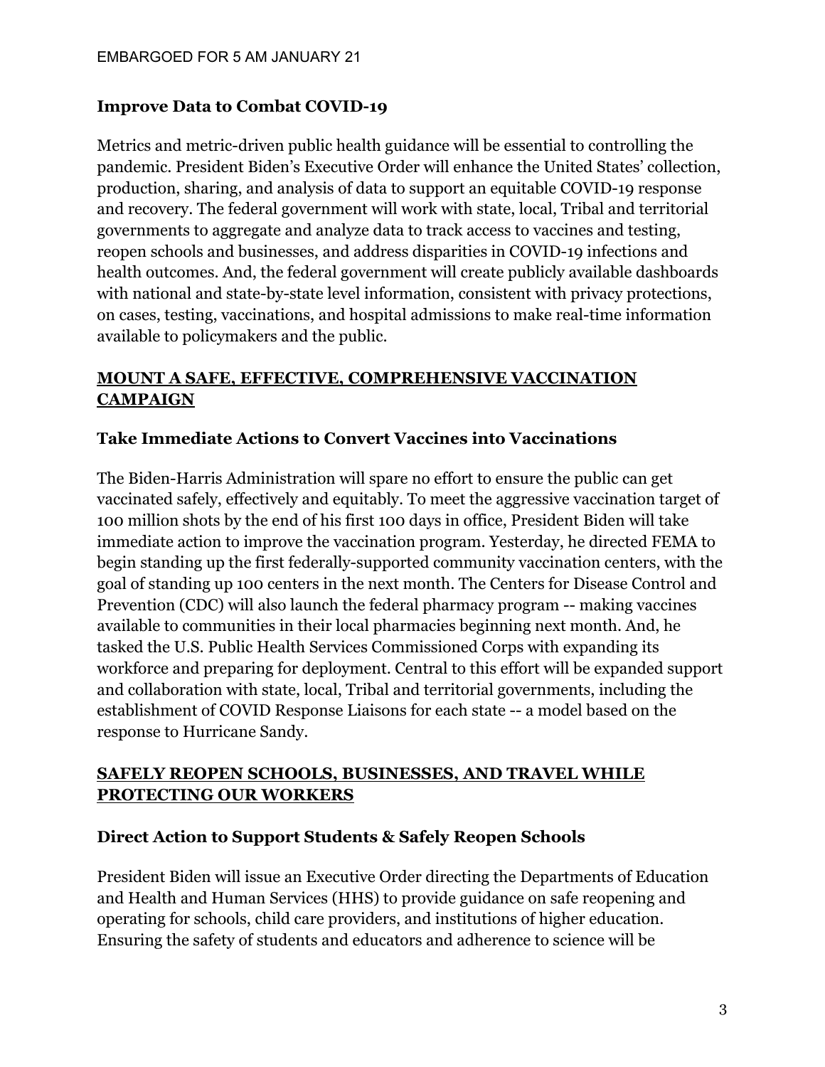### Improve Data to Combat COVID-19

Metrics and metric-driven public health guidance will be essential to controlling the pandemic. President Biden's Executive Order will enhance the United States' collection, production, sharing, and analysis of data to support an equitable COVID-19 response and recovery. The federal government will work with state, local, Tribal and territorial governments to aggregate and analyze data to track access to vaccines and testing, reopen schools and businesses, and address disparities in COVID-19 infections and health outcomes. And, the federal government will create publicly available dashboards with national and state-by-state level information, consistent with privacy protections, on cases, testing, vaccinations, and hospital admissions to make real-time information available to policymakers and the public.

## MOUNT A SAFE, EFFECTIVE, COMPREHENSIVE VACCINATION CAMPAIGN

### Take Immediate Actions to Convert Vaccines into Vaccinations

The Biden-Harris Administration will spare no effort to ensure the public can get vaccinated safely, effectively and equitably. To meet the aggressive vaccination target of 100 million shots by the end of his first 100 days in office, President Biden will take immediate action to improve the vaccination program. Yesterday, he directed FEMA to begin standing up the first federally-supported community vaccination centers, with the goal of standing up 100 centers in the next month. The Centers for Disease Control and Prevention (CDC) will also launch the federal pharmacy program -- making vaccines available to communities in their local pharmacies beginning next month. And, he tasked the U.S. Public Health Services Commissioned Corps with expanding its workforce and preparing for deployment. Central to this effort will be expanded support and collaboration with state, local, Tribal and territorial governments, including the establishment of COVID Response Liaisons for each state -- a model based on the response to Hurricane Sandy.

## SAFELY REOPEN SCHOOLS, BUSINESSES, AND TRAVEL WHILE PROTECTING OUR WORKERS

### Direct Action to Support Students & Safely Reopen Schools

President Biden will issue an Executive Order directing the Departments of Education and Health and Human Services (HHS) to provide guidance on safe reopening and operating for schools, child care providers, and institutions of higher education. Ensuring the safety of students and educators and adherence to science will be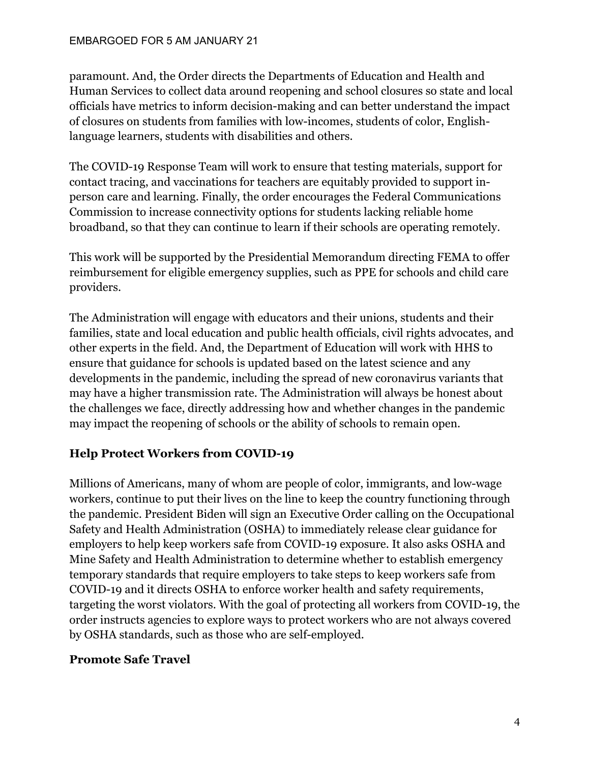paramount. And, the Order directs the Departments of Education and Health and Human Services to collect data around reopening and school closures so state and local officials have metrics to inform decision-making and can better understand the impact of closures on students from families with low-incomes, students of color, English-language learners, students with disabilities and others.

The COVID-19 Response Team will work to ensure that testing materials, support for contact tracing, and vaccinations for teachers are equitably provided to support in-person care and learning. Finally, the order encourages the Federal Communications Commission to increase connectivity options for students lacking reliable home broadband, so that they can continue to learn if their schools are operating remotely.

This work will be supported by the Presidential Memorandum directing FEMA to offer reimbursement for eligible emergency supplies, such as PPE for schools and child care providers.

The Administration will engage with educators and their unions, students and their families, state and local education and public health officials, civil rights advocates, and other experts in the field. And, the Department of Education will work with HHS to ensure that guidance for schools is updated based on the latest science and any developments in the pandemic, including the spread of new coronavirus variants that may have a higher transmission rate. The Administration will always be honest about the challenges we face, directly addressing how and whether changes in the pandemic may impact the reopening of schools or the ability of schools to remain open.

## Help Protect Workers from COVID-19

Millions of Americans, many of whom are people of color, immigrants, and low-wage workers, continue to put their lives on the line to keep the country functioning through the pandemic. President Biden will sign an Executive Order calling on the Occupational Safety and Health Administration (OSHA) to immediately release clear guidance for employers to help keep workers safe from COVID-19 exposure. It also asks OSHA and Mine Safety and Health Administration to determine whether to establish emergency temporary standards that require employers to take steps to keep workers safe from COVID-19 and it directs OSHA to enforce worker health and safety requirements, targeting the worst violators. With the goal of protecting all workers from COVID-19, the order instructs agencies to explore ways to protect workers who are not always covered by OSHA standards, such as those who are self-employed.

## Promote Safe Travel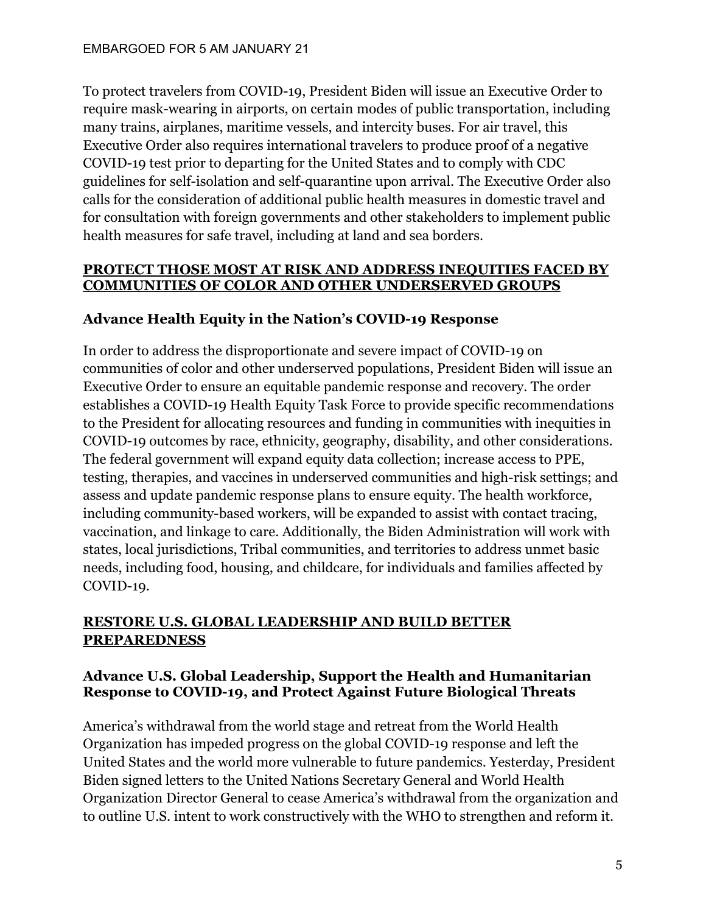To protect travelers from COVID-19, President Biden will issue an Executive Order to require mask-wearing in airports, on certain modes of public transportation, including many trains, airplanes, maritime vessels, and intercity buses. For air travel, this Executive Order also requires international travelers to produce proof of a negative COVID-19 test prior to departing for the United States and to comply with CDC guidelines for self-isolation and self-quarantine upon arrival. The Executive Order also calls for the consideration of additional public health measures in domestic travel and for consultation with foreign governments and other stakeholders to implement public health measures for safe travel, including at land and sea borders.

## PROTECT THOSE MOST AT RISK AND ADDRESS INEQUITIES FACED BY COMMUNITIES OF COLOR AND OTHER UNDERSERVED GROUPS

### Advance Health Equity in the Nation's COVID-19 Response

In order to address the disproportionate and severe impact of COVID-19 on communities of color and other underserved populations, President Biden will issue an Executive Order to ensure an equitable pandemic response and recovery. The order establishes a COVID-19 Health Equity Task Force to provide specific recommendations to the President for allocating resources and funding in communities with inequities in COVID-19 outcomes by race, ethnicity, geography, disability, and other considerations. The federal government will expand equity data collection; increase access to PPE, testing, therapies, and vaccines in underserved communities and high-risk settings; and assess and update pandemic response plans to ensure equity. The health workforce, including community-based workers, will be expanded to assist with contact tracing, vaccination, and linkage to care. Additionally, the Biden Administration will work with states, local jurisdictions, Tribal communities, and territories to address unmet basic needs, including food, housing, and childcare, for individuals and families affected by COVID-19.

## RESTORE U.S. GLOBAL LEADERSHIP AND BUILD BETTER PREPAREDNESS

### Advance U.S. Global Leadership, Support the Health and Humanitarian Response to COVID-19, and Protect Against Future Biological Threats

America's withdrawal from the world stage and retreat from the World Health Organization has impeded progress on the global COVID-19 response and left the United States and the world more vulnerable to future pandemics. Yesterday, President Biden signed letters to the United Nations Secretary General and World Health Organization Director General to cease America's withdrawal from the organization and to outline U.S. intent to work constructively with the WHO to strengthen and reform it.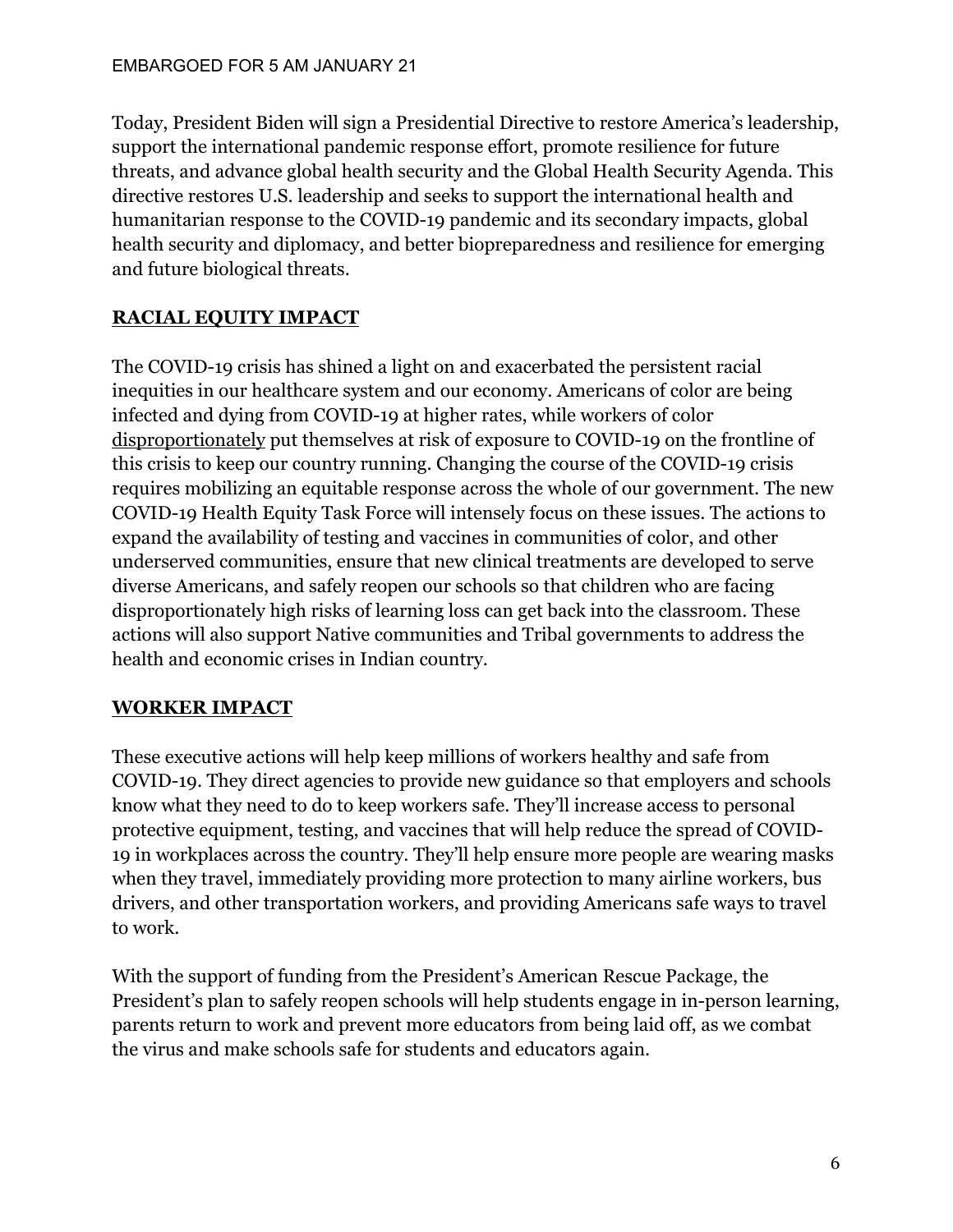Today, President Biden will sign a Presidential Directive to restore America's leadership, support the international pandemic response effort, promote resilience for future threats, and advance global health security and the Global Health Security Agenda. This directive restores U.S. leadership and seeks to support the international health and humanitarian response to the COVID-19 pandemic and its secondary impacts, global health security and diplomacy, and better biopreparedness and resilience for emerging and future biological threats.

## RACIAL EQUITY IMPACT

The COVID-19 crisis has shined a light on and exacerbated the persistent racial inequities in our healthcare system and our economy. Americans of color are being infected and dying from COVID-19 at higher rates, while workers of color disproportionately put themselves at risk of exposure to COVID-19 on the frontline of this crisis to keep our country running. Changing the course of the COVID-19 crisis requires mobilizing an equitable response across the whole of our government. The new COVID-19 Health Equity Task Force will intensely focus on these issues. The actions to expand the availability of testing and vaccines in communities of color, and other underserved communities, ensure that new clinical treatments are developed to serve diverse Americans, and safely reopen our schools so that children who are facing disproportionately high risks of learning loss can get back into the classroom. These actions will also support Native communities and Tribal governments to address the health and economic crises in Indian country.

## WORKER IMPACT

These executive actions will help keep millions of workers healthy and safe from COVID-19. They direct agencies to provide new guidance so that employers and schools know what they need to do to keep workers safe. They'll increase access to personal protective equipment, testing, and vaccines that will help reduce the spread of COVID-19 in workplaces across the country. They'll help ensure more people are wearing masks when they travel, immediately providing more protection to many airline workers, bus drivers, and other transportation workers, and providing Americans safe ways to travel to work.

With the support of funding from the President's American Rescue Package, the President's plan to safely reopen schools will help students engage in in-person learning, parents return to work and prevent more educators from being laid off, as we combat the virus and make schools safe for students and educators again.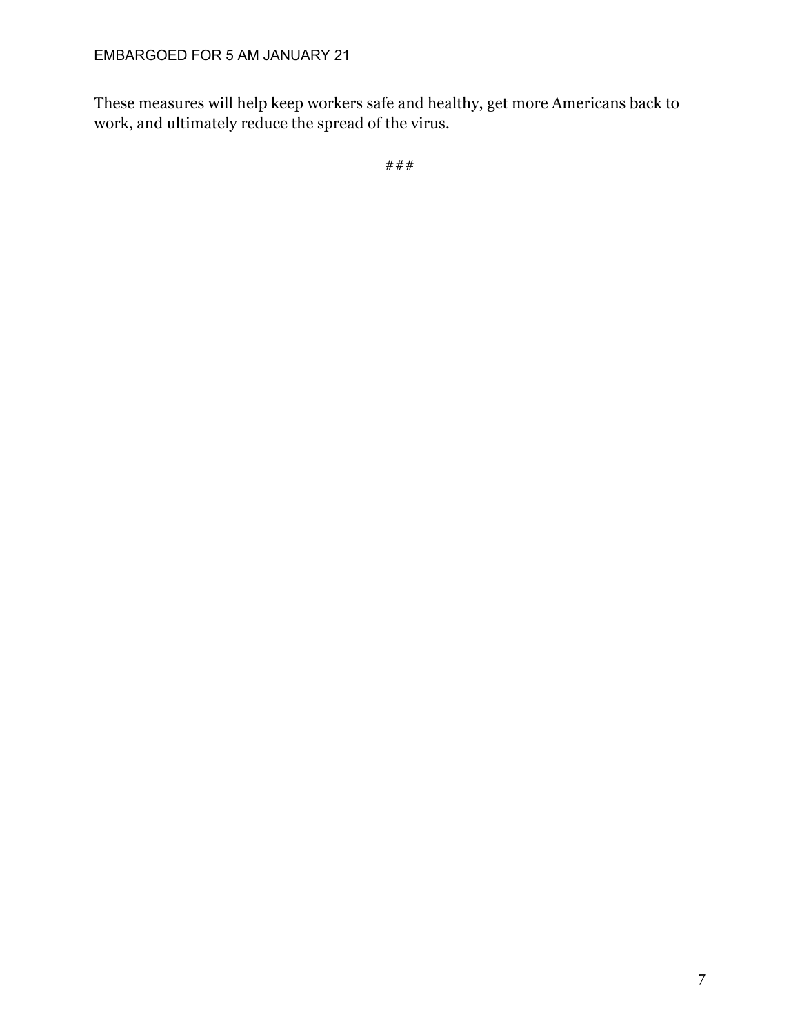These measures will help keep workers safe and healthy, get more Americans back to work, and ultimately reduce the spread of the virus.

###